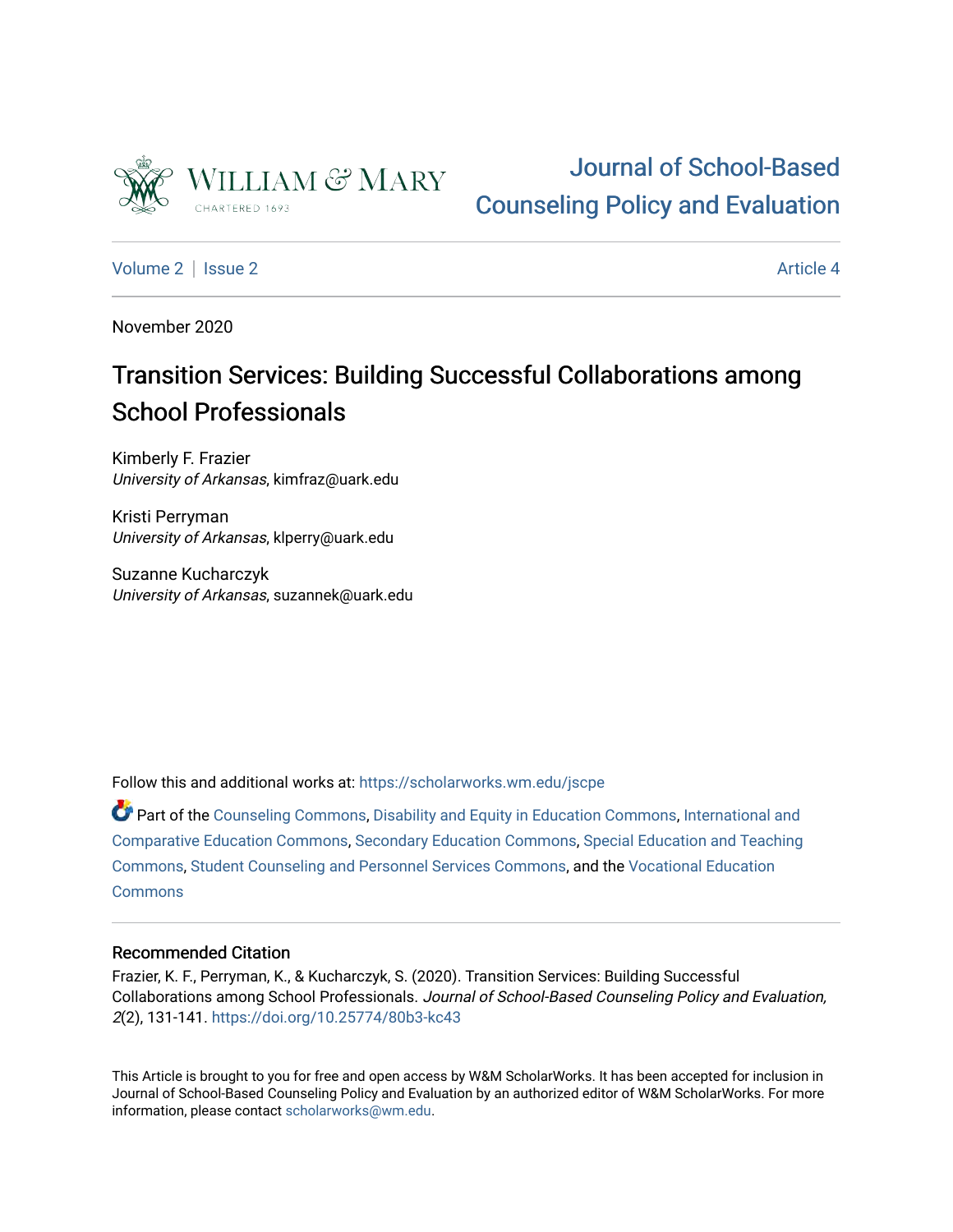# Journal of School-Based Counseling Policy and Evaluation

Volume 2 | Issue 2 — Article 4

November 2020

## Transition Services: Building Successful Collaborations among School Professionals

Kimberly F. Frazier
*University of Arkansas*, kimfraz@uark.edu

Kristi Perryman
*University of Arkansas*, klperry@uark.edu

Suzanne Kucharczyk
*University of Arkansas*, suzannek@uark.edu

Follow this and additional works at: https://scholarworks.wm.edu/jscpe

Part of the Counseling Commons, Disability and Equity in Education Commons, International and Comparative Education Commons, Secondary Education Commons, Special Education and Teaching Commons, Student Counseling and Personnel Services Commons, and the Vocational Education Commons

### Recommended Citation

Frazier, K. F., Perryman, K., & Kucharczyk, S. (2020). Transition Services: Building Successful Collaborations among School Professionals. *Journal of School-Based Counseling Policy and Evaluation, 2*(2), 131-141. https://doi.org/10.25774/80b3-kc43

This Article is brought to you for free and open access by W&M ScholarWorks. It has been accepted for inclusion in Journal of School-Based Counseling Policy and Evaluation by an authorized editor of W&M ScholarWorks. For more information, please contact scholarworks@wm.edu.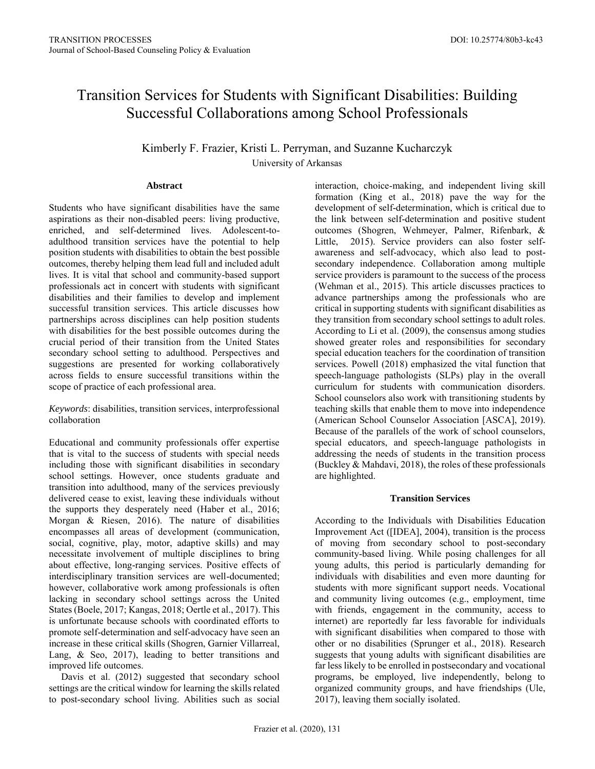# Transition Services for Students with Significant Disabilities: Building Successful Collaborations among School Professionals

Kimberly F. Frazier, Kristi L. Perryman, and Suzanne Kucharczyk

University of Arkansas

### Abstract

Students who have significant disabilities have the same aspirations as their non-disabled peers: living productive, enriched, and self-determined lives. Adolescent-to-adulthood transition services have the potential to help position students with disabilities to obtain the best possible outcomes, thereby helping them lead full and included adult lives. It is vital that school and community-based support professionals act in concert with students with significant disabilities and their families to develop and implement successful transition services. This article discusses how partnerships across disciplines can help position students with disabilities for the best possible outcomes during the crucial period of their transition from the United States secondary school setting to adulthood. Perspectives and suggestions are presented for working collaboratively across fields to ensure successful transitions within the scope of practice of each professional area.

*Keywords*: disabilities, transition services, interprofessional collaboration

Educational and community professionals offer expertise that is vital to the success of students with special needs including those with significant disabilities in secondary school settings. However, once students graduate and transition into adulthood, many of the services previously delivered cease to exist, leaving these individuals without the supports they desperately need (Haber et al., 2016; Morgan & Riesen, 2016). The nature of disabilities encompasses all areas of development (communication, social, cognitive, play, motor, adaptive skills) and may necessitate involvement of multiple disciplines to bring about effective, long-ranging services. Positive effects of interdisciplinary transition services are well-documented; however, collaborative work among professionals is often lacking in secondary school settings across the United States (Boele, 2017; Kangas, 2018; Oertle et al., 2017). This is unfortunate because schools with coordinated efforts to promote self-determination and self-advocacy have seen an increase in these critical skills (Shogren, Garnier Villarreal, Lang, & Seo, 2017), leading to better transitions and improved life outcomes.

Davis et al. (2012) suggested that secondary school settings are the critical window for learning the skills related to post-secondary school living. Abilities such as social interaction, choice-making, and independent living skill formation (King et al., 2018) pave the way for the development of self-determination, which is critical due to the link between self-determination and positive student outcomes (Shogren, Wehmeyer, Palmer, Rifenbark, & Little, 2015). Service providers can also foster self-awareness and self-advocacy, which also lead to post-secondary independence. Collaboration among multiple service providers is paramount to the success of the process (Wehman et al., 2015). This article discusses practices to advance partnerships among the professionals who are critical in supporting students with significant disabilities as they transition from secondary school settings to adult roles. According to Li et al. (2009), the consensus among studies showed greater roles and responsibilities for secondary special education teachers for the coordination of transition services. Powell (2018) emphasized the vital function that speech-language pathologists (SLPs) play in the overall curriculum for students with communication disorders. School counselors also work with transitioning students by teaching skills that enable them to move into independence (American School Counselor Association [ASCA], 2019). Because of the parallels of the work of school counselors, special educators, and speech-language pathologists in addressing the needs of students in the transition process (Buckley & Mahdavi, 2018), the roles of these professionals are highlighted.

## Transition Services

According to the Individuals with Disabilities Education Improvement Act ([IDEA], 2004), transition is the process of moving from secondary school to post-secondary community-based living. While posing challenges for all young adults, this period is particularly demanding for individuals with disabilities and even more daunting for students with more significant support needs. Vocational and community living outcomes (e.g., employment, time with friends, engagement in the community, access to internet) are reportedly far less favorable for individuals with significant disabilities when compared to those with other or no disabilities (Sprunger et al., 2018). Research suggests that young adults with significant disabilities are far less likely to be enrolled in postsecondary and vocational programs, be employed, live independently, belong to organized community groups, and have friendships (Ule, 2017), leaving them socially isolated.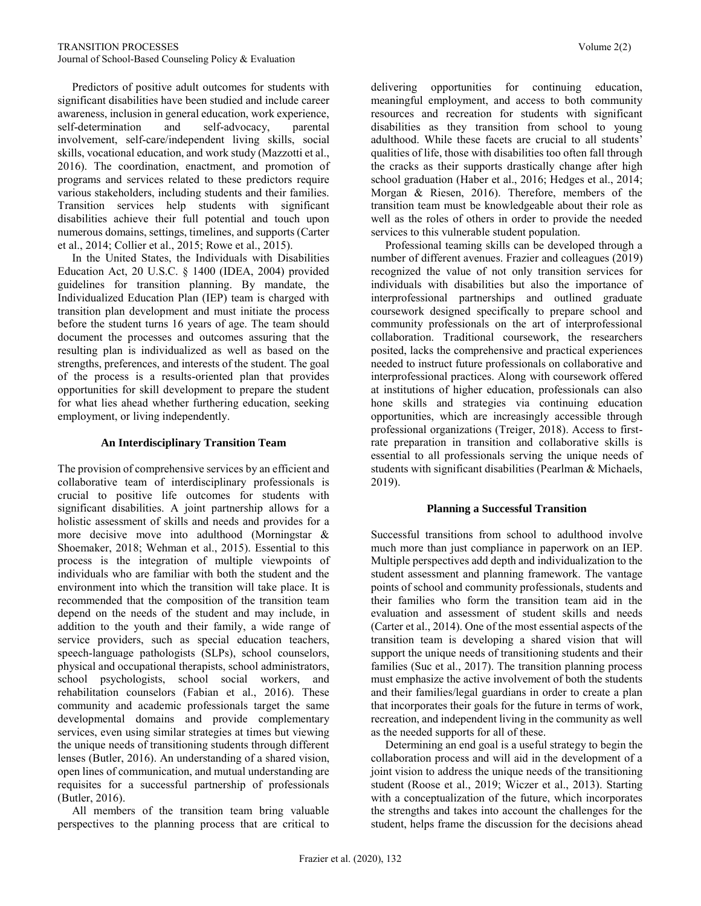Predictors of positive adult outcomes for students with significant disabilities have been studied and include career awareness, inclusion in general education, work experience, self-determination and self-advocacy, parental involvement, self-care/independent living skills, social skills, vocational education, and work study (Mazzotti et al., 2016). The coordination, enactment, and promotion of programs and services related to these predictors require various stakeholders, including students and their families. Transition services help students with significant disabilities achieve their full potential and touch upon numerous domains, settings, timelines, and supports (Carter et al., 2014; Collier et al., 2015; Rowe et al., 2015).

In the United States, the Individuals with Disabilities Education Act, 20 U.S.C. § 1400 (IDEA, 2004) provided guidelines for transition planning. By mandate, the Individualized Education Plan (IEP) team is charged with transition plan development and must initiate the process before the student turns 16 years of age. The team should document the processes and outcomes assuring that the resulting plan is individualized as well as based on the strengths, preferences, and interests of the student. The goal of the process is a results-oriented plan that provides opportunities for skill development to prepare the student for what lies ahead whether furthering education, seeking employment, or living independently.

## An Interdisciplinary Transition Team

The provision of comprehensive services by an efficient and collaborative team of interdisciplinary professionals is crucial to positive life outcomes for students with significant disabilities. A joint partnership allows for a holistic assessment of skills and needs and provides for a more decisive move into adulthood (Morningstar & Shoemaker, 2018; Wehman et al., 2015). Essential to this process is the integration of multiple viewpoints of individuals who are familiar with both the student and the environment into which the transition will take place. It is recommended that the composition of the transition team depend on the needs of the student and may include, in addition to the youth and their family, a wide range of service providers, such as special education teachers, speech-language pathologists (SLPs), school counselors, physical and occupational therapists, school administrators, school psychologists, school social workers, and rehabilitation counselors (Fabian et al., 2016). These community and academic professionals target the same developmental domains and provide complementary services, even using similar strategies at times but viewing the unique needs of transitioning students through different lenses (Butler, 2016). An understanding of a shared vision, open lines of communication, and mutual understanding are requisites for a successful partnership of professionals (Butler, 2016).

All members of the transition team bring valuable perspectives to the planning process that are critical to delivering opportunities for continuing education, meaningful employment, and access to both community resources and recreation for students with significant disabilities as they transition from school to young adulthood. While these facets are crucial to all students' qualities of life, those with disabilities too often fall through the cracks as their supports drastically change after high school graduation (Haber et al., 2016; Hedges et al., 2014; Morgan & Riesen, 2016). Therefore, members of the transition team must be knowledgeable about their role as well as the roles of others in order to provide the needed services to this vulnerable student population.

Professional teaming skills can be developed through a number of different avenues. Frazier and colleagues (2019) recognized the value of not only transition services for individuals with disabilities but also the importance of interprofessional partnerships and outlined graduate coursework designed specifically to prepare school and community professionals on the art of interprofessional collaboration. Traditional coursework, the researchers posited, lacks the comprehensive and practical experiences needed to instruct future professionals on collaborative and interprofessional practices. Along with coursework offered at institutions of higher education, professionals can also hone skills and strategies via continuing education opportunities, which are increasingly accessible through professional organizations (Treiger, 2018). Access to first-rate preparation in transition and collaborative skills is essential to all professionals serving the unique needs of students with significant disabilities (Pearlman & Michaels, 2019).

## Planning a Successful Transition

Successful transitions from school to adulthood involve much more than just compliance in paperwork on an IEP. Multiple perspectives add depth and individualization to the student assessment and planning framework. The vantage points of school and community professionals, students and their families who form the transition team aid in the evaluation and assessment of student skills and needs (Carter et al., 2014). One of the most essential aspects of the transition team is developing a shared vision that will support the unique needs of transitioning students and their families (Suc et al., 2017). The transition planning process must emphasize the active involvement of both the students and their families/legal guardians in order to create a plan that incorporates their goals for the future in terms of work, recreation, and independent living in the community as well as the needed supports for all of these.

Determining an end goal is a useful strategy to begin the collaboration process and will aid in the development of a joint vision to address the unique needs of the transitioning student (Roose et al., 2019; Wiczer et al., 2013). Starting with a conceptualization of the future, which incorporates the strengths and takes into account the challenges for the student, helps frame the discussion for the decisions ahead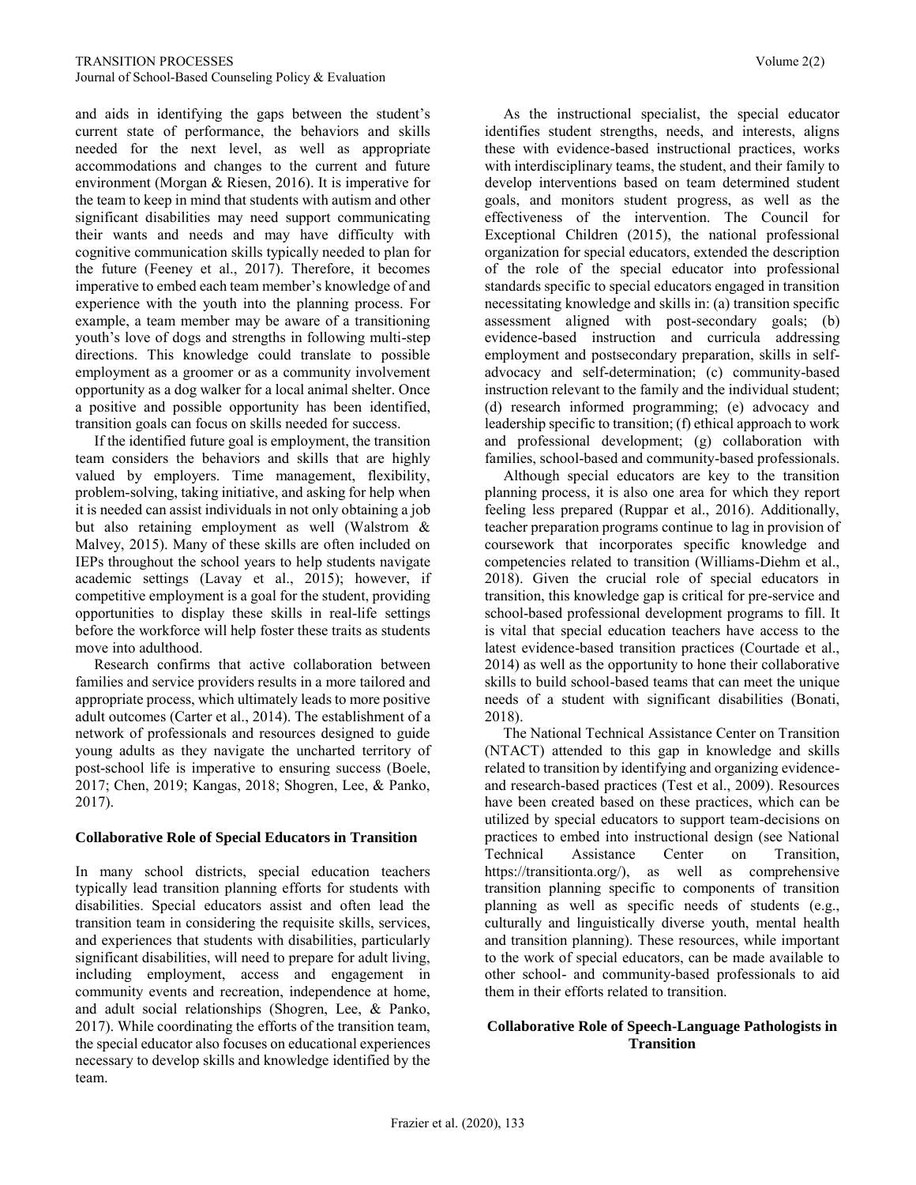and aids in identifying the gaps between the student's current state of performance, the behaviors and skills needed for the next level, as well as appropriate accommodations and changes to the current and future environment (Morgan & Riesen, 2016). It is imperative for the team to keep in mind that students with autism and other significant disabilities may need support communicating their wants and needs and may have difficulty with cognitive communication skills typically needed to plan for the future (Feeney et al., 2017). Therefore, it becomes imperative to embed each team member's knowledge of and experience with the youth into the planning process. For example, a team member may be aware of a transitioning youth's love of dogs and strengths in following multi-step directions. This knowledge could translate to possible employment as a groomer or as a community involvement opportunity as a dog walker for a local animal shelter. Once a positive and possible opportunity has been identified, transition goals can focus on skills needed for success.

If the identified future goal is employment, the transition team considers the behaviors and skills that are highly valued by employers. Time management, flexibility, problem-solving, taking initiative, and asking for help when it is needed can assist individuals in not only obtaining a job but also retaining employment as well (Walstrom & Malvey, 2015). Many of these skills are often included on IEPs throughout the school years to help students navigate academic settings (Lavay et al., 2015); however, if competitive employment is a goal for the student, providing opportunities to display these skills in real-life settings before the workforce will help foster these traits as students move into adulthood.

Research confirms that active collaboration between families and service providers results in a more tailored and appropriate process, which ultimately leads to more positive adult outcomes (Carter et al., 2014). The establishment of a network of professionals and resources designed to guide young adults as they navigate the uncharted territory of post-school life is imperative to ensuring success (Boele, 2017; Chen, 2019; Kangas, 2018; Shogren, Lee, & Panko, 2017).

## Collaborative Role of Special Educators in Transition

In many school districts, special education teachers typically lead transition planning efforts for students with disabilities. Special educators assist and often lead the transition team in considering the requisite skills, services, and experiences that students with disabilities, particularly significant disabilities, will need to prepare for adult living, including employment, access and engagement in community events and recreation, independence at home, and adult social relationships (Shogren, Lee, & Panko, 2017). While coordinating the efforts of the transition team, the special educator also focuses on educational experiences necessary to develop skills and knowledge identified by the team.

As the instructional specialist, the special educator identifies student strengths, needs, and interests, aligns these with evidence-based instructional practices, works with interdisciplinary teams, the student, and their family to develop interventions based on team determined student goals, and monitors student progress, as well as the effectiveness of the intervention. The Council for Exceptional Children (2015), the national professional organization for special educators, extended the description of the role of the special educator into professional standards specific to special educators engaged in transition necessitating knowledge and skills in: (a) transition specific assessment aligned with post-secondary goals; (b) evidence-based instruction and curricula addressing employment and postsecondary preparation, skills in self-advocacy and self-determination; (c) community-based instruction relevant to the family and the individual student; (d) research informed programming; (e) advocacy and leadership specific to transition; (f) ethical approach to work and professional development; (g) collaboration with families, school-based and community-based professionals.

Although special educators are key to the transition planning process, it is also one area for which they report feeling less prepared (Ruppar et al., 2016). Additionally, teacher preparation programs continue to lag in provision of coursework that incorporates specific knowledge and competencies related to transition (Williams-Diehm et al., 2018). Given the crucial role of special educators in transition, this knowledge gap is critical for pre-service and school-based professional development programs to fill. It is vital that special education teachers have access to the latest evidence-based transition practices (Courtade et al., 2014) as well as the opportunity to hone their collaborative skills to build school-based teams that can meet the unique needs of a student with significant disabilities (Bonati, 2018).

The National Technical Assistance Center on Transition (NTACT) attended to this gap in knowledge and skills related to transition by identifying and organizing evidence- and research-based practices (Test et al., 2009). Resources have been created based on these practices, which can be utilized by special educators to support team-decisions on practices to embed into instructional design (see National Technical Assistance Center on Transition, https://transitionta.org/), as well as comprehensive transition planning specific to components of transition planning as well as specific needs of students (e.g., culturally and linguistically diverse youth, mental health and transition planning). These resources, while important to the work of special educators, can be made available to other school- and community-based professionals to aid them in their efforts related to transition.

## Collaborative Role of Speech-Language Pathologists in Transition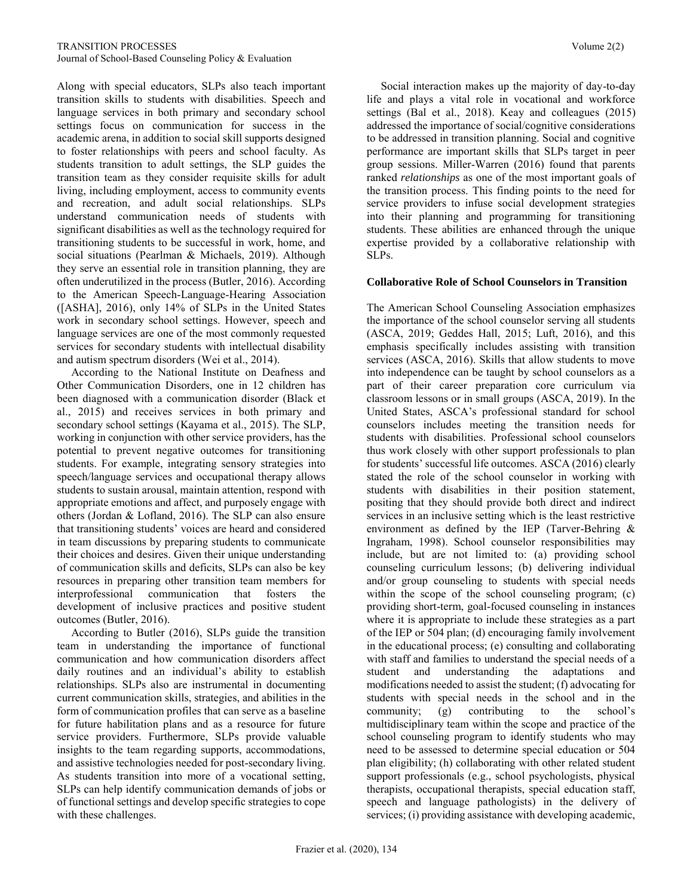Along with special educators, SLPs also teach important transition skills to students with disabilities. Speech and language services in both primary and secondary school settings focus on communication for success in the academic arena, in addition to social skill supports designed to foster relationships with peers and school faculty. As students transition to adult settings, the SLP guides the transition team as they consider requisite skills for adult living, including employment, access to community events and recreation, and adult social relationships. SLPs understand communication needs of students with significant disabilities as well as the technology required for transitioning students to be successful in work, home, and social situations (Pearlman & Michaels, 2019). Although they serve an essential role in transition planning, they are often underutilized in the process (Butler, 2016). According to the American Speech-Language-Hearing Association ([ASHA], 2016), only 14% of SLPs in the United States work in secondary school settings. However, speech and language services are one of the most commonly requested services for secondary students with intellectual disability and autism spectrum disorders (Wei et al., 2014).

According to the National Institute on Deafness and Other Communication Disorders, one in 12 children has been diagnosed with a communication disorder (Black et al., 2015) and receives services in both primary and secondary school settings (Kayama et al., 2015). The SLP, working in conjunction with other service providers, has the potential to prevent negative outcomes for transitioning students. For example, integrating sensory strategies into speech/language services and occupational therapy allows students to sustain arousal, maintain attention, respond with appropriate emotions and affect, and purposely engage with others (Jordan & Lofland, 2016). The SLP can also ensure that transitioning students' voices are heard and considered in team discussions by preparing students to communicate their choices and desires. Given their unique understanding of communication skills and deficits, SLPs can also be key resources in preparing other transition team members for interprofessional communication that fosters the development of inclusive practices and positive student outcomes (Butler, 2016).

According to Butler (2016), SLPs guide the transition team in understanding the importance of functional communication and how communication disorders affect daily routines and an individual's ability to establish relationships. SLPs also are instrumental in documenting current communication skills, strategies, and abilities in the form of communication profiles that can serve as a baseline for future habilitation plans and as a resource for future service providers. Furthermore, SLPs provide valuable insights to the team regarding supports, accommodations, and assistive technologies needed for post-secondary living. As students transition into more of a vocational setting, SLPs can help identify communication demands of jobs or of functional settings and develop specific strategies to cope with these challenges.

Social interaction makes up the majority of day-to-day life and plays a vital role in vocational and workforce settings (Bal et al., 2018). Keay and colleagues (2015) addressed the importance of social/cognitive considerations to be addressed in transition planning. Social and cognitive performance are important skills that SLPs target in peer group sessions. Miller-Warren (2016) found that parents ranked *relationships* as one of the most important goals of the transition process. This finding points to the need for service providers to infuse social development strategies into their planning and programming for transitioning students. These abilities are enhanced through the unique expertise provided by a collaborative relationship with SLPs.

## Collaborative Role of School Counselors in Transition

The American School Counseling Association emphasizes the importance of the school counselor serving all students (ASCA, 2019; Geddes Hall, 2015; Luft, 2016), and this emphasis specifically includes assisting with transition services (ASCA, 2016). Skills that allow students to move into independence can be taught by school counselors as a part of their career preparation core curriculum via classroom lessons or in small groups (ASCA, 2019). In the United States, ASCA's professional standard for school counselors includes meeting the transition needs for students with disabilities. Professional school counselors thus work closely with other support professionals to plan for students' successful life outcomes. ASCA (2016) clearly stated the role of the school counselor in working with students with disabilities in their position statement, positing that they should provide both direct and indirect services in an inclusive setting which is the least restrictive environment as defined by the IEP (Tarver-Behring & Ingraham, 1998). School counselor responsibilities may include, but are not limited to: (a) providing school counseling curriculum lessons; (b) delivering individual and/or group counseling to students with special needs within the scope of the school counseling program; (c) providing short-term, goal-focused counseling in instances where it is appropriate to include these strategies as a part of the IEP or 504 plan; (d) encouraging family involvement in the educational process; (e) consulting and collaborating with staff and families to understand the special needs of a student and understanding the adaptations and modifications needed to assist the student; (f) advocating for students with special needs in the school and in the community; (g) contributing to the school's multidisciplinary team within the scope and practice of the school counseling program to identify students who may need to be assessed to determine special education or 504 plan eligibility; (h) collaborating with other related student support professionals (e.g., school psychologists, physical therapists, occupational therapists, special education staff, speech and language pathologists) in the delivery of services; (i) providing assistance with developing academic,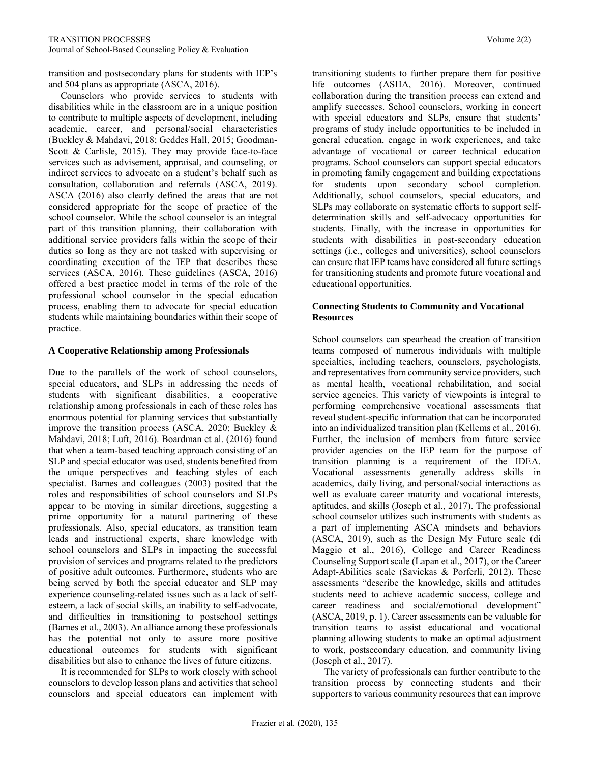transition and postsecondary plans for students with IEP's and 504 plans as appropriate (ASCA, 2016).

Counselors who provide services to students with disabilities while in the classroom are in a unique position to contribute to multiple aspects of development, including academic, career, and personal/social characteristics (Buckley & Mahdavi, 2018; Geddes Hall, 2015; Goodman-Scott & Carlisle, 2015). They may provide face-to-face services such as advisement, appraisal, and counseling, or indirect services to advocate on a student's behalf such as consultation, collaboration and referrals (ASCA, 2019). ASCA (2016) also clearly defined the areas that are not considered appropriate for the scope of practice of the school counselor. While the school counselor is an integral part of this transition planning, their collaboration with additional service providers falls within the scope of their duties so long as they are not tasked with supervising or coordinating execution of the IEP that describes these services (ASCA, 2016). These guidelines (ASCA, 2016) offered a best practice model in terms of the role of the professional school counselor in the special education process, enabling them to advocate for special education students while maintaining boundaries within their scope of practice.

### A Cooperative Relationship among Professionals

Due to the parallels of the work of school counselors, special educators, and SLPs in addressing the needs of students with significant disabilities, a cooperative relationship among professionals in each of these roles has enormous potential for planning services that substantially improve the transition process (ASCA, 2020; Buckley & Mahdavi, 2018; Luft, 2016). Boardman et al. (2016) found that when a team-based teaching approach consisting of an SLP and special educator was used, students benefited from the unique perspectives and teaching styles of each specialist. Barnes and colleagues (2003) posited that the roles and responsibilities of school counselors and SLPs appear to be moving in similar directions, suggesting a prime opportunity for a natural partnering of these professionals. Also, special educators, as transition team leads and instructional experts, share knowledge with school counselors and SLPs in impacting the successful provision of services and programs related to the predictors of positive adult outcomes. Furthermore, students who are being served by both the special educator and SLP may experience counseling-related issues such as a lack of self-esteem, a lack of social skills, an inability to self-advocate, and difficulties in transitioning to postschool settings (Barnes et al., 2003). An alliance among these professionals has the potential not only to assure more positive educational outcomes for students with significant disabilities but also to enhance the lives of future citizens.

It is recommended for SLPs to work closely with school counselors to develop lesson plans and activities that school counselors and special educators can implement with transitioning students to further prepare them for positive life outcomes (ASHA, 2016). Moreover, continued collaboration during the transition process can extend and amplify successes. School counselors, working in concert with special educators and SLPs, ensure that students' programs of study include opportunities to be included in general education, engage in work experiences, and take advantage of vocational or career technical education programs. School counselors can support special educators in promoting family engagement and building expectations for students upon secondary school completion. Additionally, school counselors, special educators, and SLPs may collaborate on systematic efforts to support self-determination skills and self-advocacy opportunities for students. Finally, with the increase in opportunities for students with disabilities in post-secondary education settings (i.e., colleges and universities), school counselors can ensure that IEP teams have considered all future settings for transitioning students and promote future vocational and educational opportunities.

### Connecting Students to Community and Vocational Resources

School counselors can spearhead the creation of transition teams composed of numerous individuals with multiple specialties, including teachers, counselors, psychologists, and representatives from community service providers, such as mental health, vocational rehabilitation, and social service agencies. This variety of viewpoints is integral to performing comprehensive vocational assessments that reveal student-specific information that can be incorporated into an individualized transition plan (Kellems et al., 2016). Further, the inclusion of members from future service provider agencies on the IEP team for the purpose of transition planning is a requirement of the IDEA. Vocational assessments generally address skills in academics, daily living, and personal/social interactions as well as evaluate career maturity and vocational interests, aptitudes, and skills (Joseph et al., 2017). The professional school counselor utilizes such instruments with students as a part of implementing ASCA mindsets and behaviors (ASCA, 2019), such as the Design My Future scale (di Maggio et al., 2016), College and Career Readiness Counseling Support scale (Lapan et al., 2017), or the Career Adapt-Abilities scale (Savickas & Porferli, 2012). These assessments "describe the knowledge, skills and attitudes students need to achieve academic success, college and career readiness and social/emotional development" (ASCA, 2019, p. 1). Career assessments can be valuable for transition teams to assist educational and vocational planning allowing students to make an optimal adjustment to work, postsecondary education, and community living (Joseph et al., 2017).

The variety of professionals can further contribute to the transition process by connecting students and their supporters to various community resources that can improve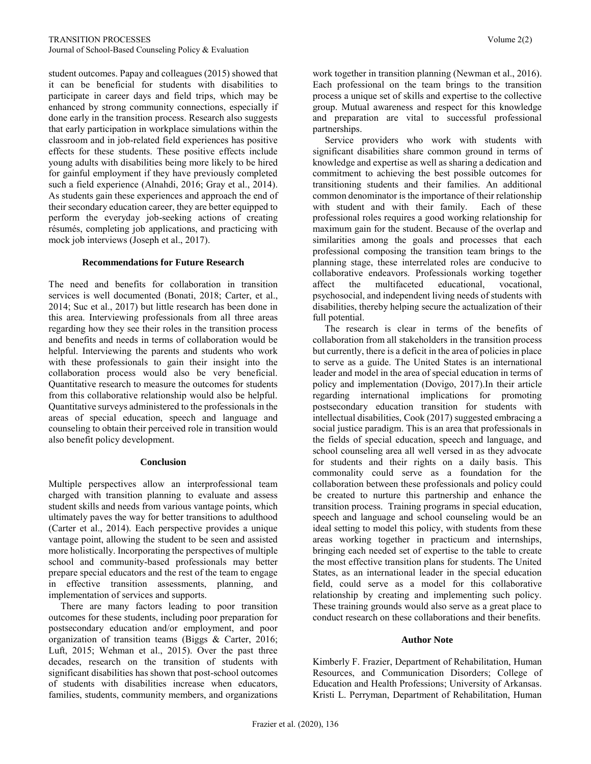student outcomes. Papay and colleagues (2015) showed that it can be beneficial for students with disabilities to participate in career days and field trips, which may be enhanced by strong community connections, especially if done early in the transition process. Research also suggests that early participation in workplace simulations within the classroom and in job-related field experiences has positive effects for these students. These positive effects include young adults with disabilities being more likely to be hired for gainful employment if they have previously completed such a field experience (Alnahdi, 2016; Gray et al., 2014). As students gain these experiences and approach the end of their secondary education career, they are better equipped to perform the everyday job-seeking actions of creating résumés, completing job applications, and practicing with mock job interviews (Joseph et al., 2017).

## Recommendations for Future Research

The need and benefits for collaboration in transition services is well documented (Bonati, 2018; Carter, et al., 2014; Suc et al., 2017) but little research has been done in this area. Interviewing professionals from all three areas regarding how they see their roles in the transition process and benefits and needs in terms of collaboration would be helpful. Interviewing the parents and students who work with these professionals to gain their insight into the collaboration process would also be very beneficial. Quantitative research to measure the outcomes for students from this collaborative relationship would also be helpful. Quantitative surveys administered to the professionals in the areas of special education, speech and language and counseling to obtain their perceived role in transition would also benefit policy development.

## Conclusion

Multiple perspectives allow an interprofessional team charged with transition planning to evaluate and assess student skills and needs from various vantage points, which ultimately paves the way for better transitions to adulthood (Carter et al., 2014). Each perspective provides a unique vantage point, allowing the student to be seen and assisted more holistically. Incorporating the perspectives of multiple school and community-based professionals may better prepare special educators and the rest of the team to engage in effective transition assessments, planning, and implementation of services and supports.

There are many factors leading to poor transition outcomes for these students, including poor preparation for postsecondary education and/or employment, and poor organization of transition teams (Biggs & Carter, 2016; Luft, 2015; Wehman et al., 2015). Over the past three decades, research on the transition of students with significant disabilities has shown that post-school outcomes of students with disabilities increase when educators, families, students, community members, and organizations work together in transition planning (Newman et al., 2016). Each professional on the team brings to the transition process a unique set of skills and expertise to the collective group. Mutual awareness and respect for this knowledge and preparation are vital to successful professional partnerships.

Service providers who work with students with significant disabilities share common ground in terms of knowledge and expertise as well as sharing a dedication and commitment to achieving the best possible outcomes for transitioning students and their families. An additional common denominator is the importance of their relationship with student and with their family. Each of these professional roles requires a good working relationship for maximum gain for the student. Because of the overlap and similarities among the goals and processes that each professional composing the transition team brings to the planning stage, these interrelated roles are conducive to collaborative endeavors. Professionals working together affect the multifaceted educational, vocational, psychosocial, and independent living needs of students with disabilities, thereby helping secure the actualization of their full potential.

The research is clear in terms of the benefits of collaboration from all stakeholders in the transition process but currently, there is a deficit in the area of policies in place to serve as a guide. The United States is an international leader and model in the area of special education in terms of policy and implementation (Dovigo, 2017).In their article regarding international implications for promoting postsecondary education transition for students with intellectual disabilities, Cook (2017) suggested embracing a social justice paradigm. This is an area that professionals in the fields of special education, speech and language, and school counseling area all well versed in as they advocate for students and their rights on a daily basis. This commonality could serve as a foundation for the collaboration between these professionals and policy could be created to nurture this partnership and enhance the transition process. Training programs in special education, speech and language and school counseling would be an ideal setting to model this policy, with students from these areas working together in practicum and internships, bringing each needed set of expertise to the table to create the most effective transition plans for students. The United States, as an international leader in the special education field, could serve as a model for this collaborative relationship by creating and implementing such policy. These training grounds would also serve as a great place to conduct research on these collaborations and their benefits.

## Author Note

Kimberly F. Frazier, Department of Rehabilitation, Human Resources, and Communication Disorders; College of Education and Health Professions; University of Arkansas. Kristi L. Perryman, Department of Rehabilitation, Human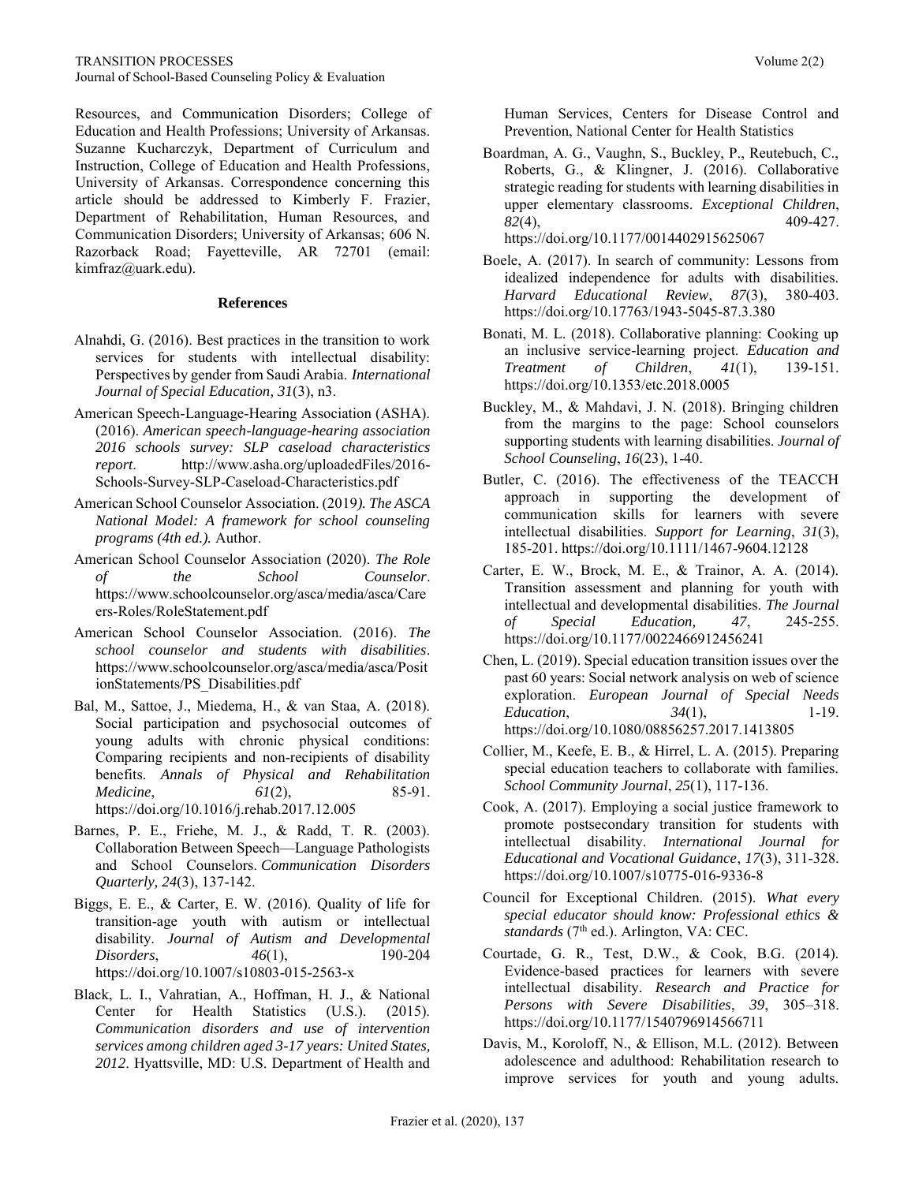Resources, and Communication Disorders; College of Education and Health Professions; University of Arkansas. Suzanne Kucharczyk, Department of Curriculum and Instruction, College of Education and Health Professions, University of Arkansas. Correspondence concerning this article should be addressed to Kimberly F. Frazier, Department of Rehabilitation, Human Resources, and Communication Disorders; University of Arkansas; 606 N. Razorback Road; Fayetteville, AR 72701 (email: kimfraz@uark.edu).

### References

Alnahdi, G. (2016). Best practices in the transition to work services for students with intellectual disability: Perspectives by gender from Saudi Arabia. *International Journal of Special Education, 31*(3), n3.

American Speech-Language-Hearing Association (ASHA). (2016). *American speech-language-hearing association 2016 schools survey: SLP caseload characteristics report*. http://www.asha.org/uploadedFiles/2016-Schools-Survey-SLP-Caseload-Characteristics.pdf

American School Counselor Association. (2019*). The ASCA National Model: A framework for school counseling programs (4th ed.).* Author.

American School Counselor Association (2020). *The Role of the School Counselor*. https://www.schoolcounselor.org/asca/media/asca/Careers-Roles/RoleStatement.pdf

American School Counselor Association. (2016). *The school counselor and students with disabilities*. https://www.schoolcounselor.org/asca/media/asca/PositionStatements/PS_Disabilities.pdf

Bal, M., Sattoe, J., Miedema, H., & van Staa, A. (2018). Social participation and psychosocial outcomes of young adults with chronic physical conditions: Comparing recipients and non-recipients of disability benefits. *Annals of Physical and Rehabilitation Medicine*, *61*(2), 85-91. https://doi.org/10.1016/j.rehab.2017.12.005

Barnes, P. E., Friehe, M. J., & Radd, T. R. (2003). Collaboration Between Speech—Language Pathologists and School Counselors. *Communication Disorders Quarterly, 24*(3), 137-142.

Biggs, E. E., & Carter, E. W. (2016). Quality of life for transition-age youth with autism or intellectual disability. *Journal of Autism and Developmental Disorders*, *46*(1), 190-204 https://doi.org/10.1007/s10803-015-2563-x

Black, L. I., Vahratian, A., Hoffman, H. J., & National Center for Health Statistics (U.S.). (2015). *Communication disorders and use of intervention services among children aged 3-17 years: United States, 2012*. Hyattsville, MD: U.S. Department of Health and Human Services, Centers for Disease Control and Prevention, National Center for Health Statistics

Boardman, A. G., Vaughn, S., Buckley, P., Reutebuch, C., Roberts, G., & Klingner, J. (2016). Collaborative strategic reading for students with learning disabilities in upper elementary classrooms. *Exceptional Children*, *82*(4), 409-427. https://doi.org/10.1177/0014402915625067

Boele, A. (2017). In search of community: Lessons from idealized independence for adults with disabilities. *Harvard Educational Review*, *87*(3), 380-403. https://doi.org/10.17763/1943-5045-87.3.380

Bonati, M. L. (2018). Collaborative planning: Cooking up an inclusive service-learning project. *Education and Treatment of Children*, *41*(1), 139-151. https://doi.org/10.1353/etc.2018.0005

Buckley, M., & Mahdavi, J. N. (2018). Bringing children from the margins to the page: School counselors supporting students with learning disabilities. *Journal of School Counseling*, *16*(23), 1-40.

Butler, C. (2016). The effectiveness of the TEACCH approach in supporting the development of communication skills for learners with severe intellectual disabilities. *Support for Learning*, *31*(3), 185-201. https://doi.org/10.1111/1467-9604.12128

Carter, E. W., Brock, M. E., & Trainor, A. A. (2014). Transition assessment and planning for youth with intellectual and developmental disabilities. *The Journal of Special Education, 47*, 245-255. https://doi.org/10.1177/0022466912456241

Chen, L. (2019). Special education transition issues over the past 60 years: Social network analysis on web of science exploration. *European Journal of Special Needs Education*, *34*(1), 1-19. https://doi.org/10.1080/08856257.2017.1413805

Collier, M., Keefe, E. B., & Hirrel, L. A. (2015). Preparing special education teachers to collaborate with families. *School Community Journal*, *25*(1), 117-136.

Cook, A. (2017). Employing a social justice framework to promote postsecondary transition for students with intellectual disability. *International Journal for Educational and Vocational Guidance*, *17*(3), 311-328. https://doi.org/10.1007/s10775-016-9336-8

Council for Exceptional Children. (2015). *What every special educator should know: Professional ethics & standards* (7th ed.). Arlington, VA: CEC.

Courtade, G. R., Test, D.W., & Cook, B.G. (2014). Evidence-based practices for learners with severe intellectual disability. *Research and Practice for Persons with Severe Disabilities*, *39*, 305–318. https://doi.org/10.1177/1540796914566711

Davis, M., Koroloff, N., & Ellison, M.L. (2012). Between adolescence and adulthood: Rehabilitation research to improve services for youth and young adults.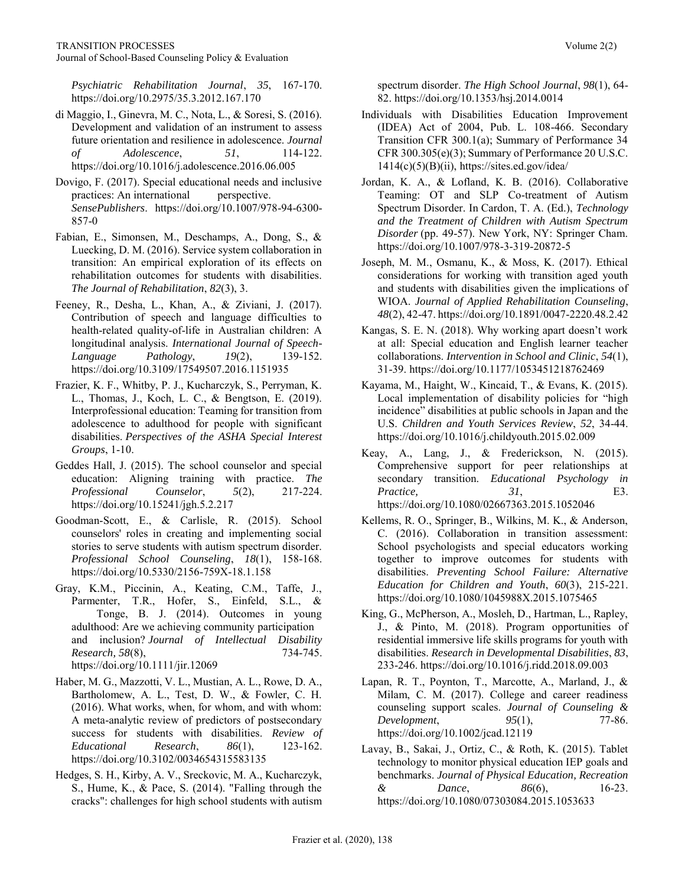*Psychiatric Rehabilitation Journal*, *35*, 167-170. https://doi.org/10.2975/35.3.2012.167.170

di Maggio, I., Ginevra, M. C., Nota, L., & Soresi, S. (2016). Development and validation of an instrument to assess future orientation and resilience in adolescence. *Journal of Adolescence*, *51*, 114-122. https://doi.org/10.1016/j.adolescence.2016.06.005

Dovigo, F. (2017). Special educational needs and inclusive practices: An international perspective. *SensePublishers*. https://doi.org/10.1007/978-94-6300-857-0

Fabian, E., Simonsen, M., Deschamps, A., Dong, S., & Luecking, D. M. (2016). Service system collaboration in transition: An empirical exploration of its effects on rehabilitation outcomes for students with disabilities. *The Journal of Rehabilitation*, *82*(3), 3.

Feeney, R., Desha, L., Khan, A., & Ziviani, J. (2017). Contribution of speech and language difficulties to health-related quality-of-life in Australian children: A longitudinal analysis. *International Journal of Speech-Language Pathology*, *19*(2), 139-152. https://doi.org/10.3109/17549507.2016.1151935

Frazier, K. F., Whitby, P. J., Kucharczyk, S., Perryman, K. L., Thomas, J., Koch, L. C., & Bengtson, E. (2019). Interprofessional education: Teaming for transition from adolescence to adulthood for people with significant disabilities. *Perspectives of the ASHA Special Interest Groups*, 1-10.

Geddes Hall, J. (2015). The school counselor and special education: Aligning training with practice. *The Professional Counselor*, *5*(2), 217-224. https://doi.org/10.15241/jgh.5.2.217

Goodman-Scott, E., & Carlisle, R. (2015). School counselors' roles in creating and implementing social stories to serve students with autism spectrum disorder. *Professional School Counseling*, *18*(1), 158-168. https://doi.org/10.5330/2156-759X-18.1.158

Gray, K.M., Piccinin, A., Keating, C.M., Taffe, J., Parmenter, T.R., Hofer, S., Einfeld, S.L., & Tonge, B. J. (2014). Outcomes in young adulthood: Are we achieving community participation and inclusion? *Journal of Intellectual Disability Research, 58*(8), 734-745. https://doi.org/10.1111/jir.12069

Haber, M. G., Mazzotti, V. L., Mustian, A. L., Rowe, D. A., Bartholomew, A. L., Test, D. W., & Fowler, C. H. (2016). What works, when, for whom, and with whom: A meta-analytic review of predictors of postsecondary success for students with disabilities. *Review of Educational Research*, *86*(1), 123-162. https://doi.org/10.3102/0034654315583135

Hedges, S. H., Kirby, A. V., Sreckovic, M. A., Kucharczyk, S., Hume, K., & Pace, S. (2014). "Falling through the cracks": challenges for high school students with autism spectrum disorder. *The High School Journal*, *98*(1), 64-82. https://doi.org/10.1353/hsj.2014.0014

Individuals with Disabilities Education Improvement (IDEA) Act of 2004, Pub. L. 108-466. Secondary Transition CFR 300.1(a); Summary of Performance 34 CFR 300.305(e)(3); Summary of Performance 20 U.S.C. 1414(c)(5)(B)(ii), https://sites.ed.gov/idea/

Jordan, K. A., & Lofland, K. B. (2016). Collaborative Teaming: OT and SLP Co-treatment of Autism Spectrum Disorder. In Cardon, T. A. (Ed.), *Technology and the Treatment of Children with Autism Spectrum Disorder* (pp. 49-57). New York, NY: Springer Cham. https://doi.org/10.1007/978-3-319-20872-5

Joseph, M. M., Osmanu, K., & Moss, K. (2017). Ethical considerations for working with transition aged youth and students with disabilities given the implications of WIOA. *Journal of Applied Rehabilitation Counseling*, *48*(2), 42-47. https://doi.org/10.1891/0047-2220.48.2.42

Kangas, S. E. N. (2018). Why working apart doesn't work at all: Special education and English learner teacher collaborations. *Intervention in School and Clinic*, *54*(1), 31-39. https://doi.org/10.1177/1053451218762469

Kayama, M., Haight, W., Kincaid, T., & Evans, K. (2015). Local implementation of disability policies for "high incidence" disabilities at public schools in Japan and the U.S. *Children and Youth Services Review*, *52*, 34-44. https://doi.org/10.1016/j.childyouth.2015.02.009

Keay, A., Lang, J., & Frederickson, N. (2015). Comprehensive support for peer relationships at secondary transition. *Educational Psychology in Practice,* *31*, E3. https://doi.org/10.1080/02667363.2015.1052046

Kellems, R. O., Springer, B., Wilkins, M. K., & Anderson, C. (2016). Collaboration in transition assessment: School psychologists and special educators working together to improve outcomes for students with disabilities. *Preventing School Failure: Alternative Education for Children and Youth*, *60*(3), 215-221. https://doi.org/10.1080/1045988X.2015.1075465

King, G., McPherson, A., Mosleh, D., Hartman, L., Rapley, J., & Pinto, M. (2018). Program opportunities of residential immersive life skills programs for youth with disabilities. *Research in Developmental Disabilities*, *83*, 233-246. https://doi.org/10.1016/j.ridd.2018.09.003

Lapan, R. T., Poynton, T., Marcotte, A., Marland, J., & Milam, C. M. (2017). College and career readiness counseling support scales. *Journal of Counseling & Development*, *95*(1), 77-86. https://doi.org/10.1002/jcad.12119

Lavay, B., Sakai, J., Ortiz, C., & Roth, K. (2015). Tablet technology to monitor physical education IEP goals and benchmarks. *Journal of Physical Education, Recreation & Dance*, *86*(6), 16-23. https://doi.org/10.1080/07303084.2015.1053633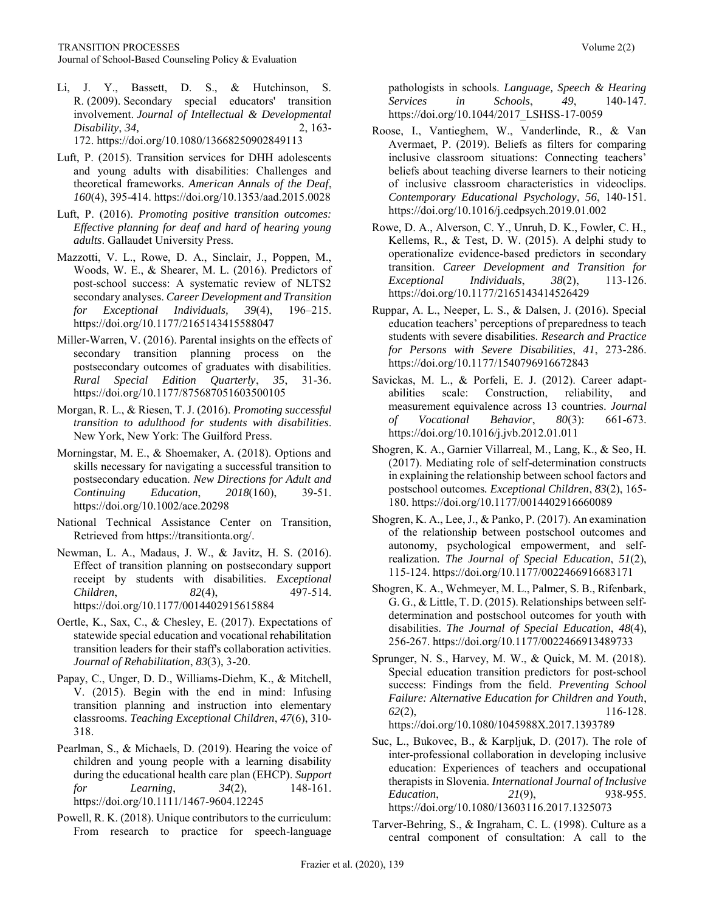Li, J. Y., Bassett, D. S., & Hutchinson, S. R. (2009). Secondary special educators' transition involvement. *Journal of Intellectual & Developmental Disability*, *34,* 2, 163-172. https://doi.org/10.1080/13668250902849113

Luft, P. (2015). Transition services for DHH adolescents and young adults with disabilities: Challenges and theoretical frameworks. *American Annals of the Deaf*, *160*(4), 395-414. https://doi.org/10.1353/aad.2015.0028

Luft, P. (2016). *Promoting positive transition outcomes: Effective planning for deaf and hard of hearing young adults*. Gallaudet University Press.

Mazzotti, V. L., Rowe, D. A., Sinclair, J., Poppen, M., Woods, W. E., & Shearer, M. L. (2016). Predictors of post-school success: A systematic review of NLTS2 secondary analyses. *Career Development and Transition for Exceptional Individuals, 39*(4), 196–215. https://doi.org/10.1177/2165143415588047

Miller-Warren, V. (2016). Parental insights on the effects of secondary transition planning process on the postsecondary outcomes of graduates with disabilities. *Rural Special Edition Quarterly*, *35*, 31-36. https://doi.org/10.1177/875687051603500105

Morgan, R. L., & Riesen, T. J. (2016). *Promoting successful transition to adulthood for students with disabilities*. New York, New York: The Guilford Press.

Morningstar, M. E., & Shoemaker, A. (2018). Options and skills necessary for navigating a successful transition to postsecondary education. *New Directions for Adult and Continuing Education*, *2018*(160), 39-51. https://doi.org/10.1002/ace.20298

National Technical Assistance Center on Transition, Retrieved from https://transitionta.org/.

Newman, L. A., Madaus, J. W., & Javitz, H. S. (2016). Effect of transition planning on postsecondary support receipt by students with disabilities. *Exceptional Children*, *82*(4), 497-514. https://doi.org/10.1177/0014402915615884

Oertle, K., Sax, C., & Chesley, E. (2017). Expectations of statewide special education and vocational rehabilitation transition leaders for their staff's collaboration activities. *Journal of Rehabilitation*, *83*(3), 3-20.

Papay, C., Unger, D. D., Williams-Diehm, K., & Mitchell, V. (2015). Begin with the end in mind: Infusing transition planning and instruction into elementary classrooms. *Teaching Exceptional Children*, *47*(6), 310-318.

Pearlman, S., & Michaels, D. (2019). Hearing the voice of children and young people with a learning disability during the educational health care plan (EHCP). *Support for Learning*, *34*(2), 148-161. https://doi.org/10.1111/1467-9604.12245

Powell, R. K. (2018). Unique contributors to the curriculum: From research to practice for speech-language pathologists in schools. *Language, Speech & Hearing Services in Schools*, *49*, 140-147. https://doi.org/10.1044/2017_LSHSS-17-0059

Roose, I., Vantieghem, W., Vanderlinde, R., & Van Avermaet, P. (2019). Beliefs as filters for comparing inclusive classroom situations: Connecting teachers' beliefs about teaching diverse learners to their noticing of inclusive classroom characteristics in videoclips. *Contemporary Educational Psychology*, *56*, 140-151. https://doi.org/10.1016/j.cedpsych.2019.01.002

Rowe, D. A., Alverson, C. Y., Unruh, D. K., Fowler, C. H., Kellems, R., & Test, D. W. (2015). A delphi study to operationalize evidence-based predictors in secondary transition. *Career Development and Transition for Exceptional Individuals*, *38*(2), 113-126. https://doi.org/10.1177/2165143414526429

Ruppar, A. L., Neeper, L. S., & Dalsen, J. (2016). Special education teachers' perceptions of preparedness to teach students with severe disabilities. *Research and Practice for Persons with Severe Disabilities*, *41*, 273-286. https://doi.org/10.1177/1540796916672843

Savickas, M. L., & Porfeli, E. J. (2012). Career adapt-abilities scale: Construction, reliability, and measurement equivalence across 13 countries. *Journal of Vocational Behavior*, *80*(3): 661-673. https://doi.org/10.1016/j.jvb.2012.01.011

Shogren, K. A., Garnier Villarreal, M., Lang, K., & Seo, H. (2017). Mediating role of self-determination constructs in explaining the relationship between school factors and postschool outcomes. *Exceptional Children*, *83*(2), 165-180. https://doi.org/10.1177/0014402916660089

Shogren, K. A., Lee, J., & Panko, P. (2017). An examination of the relationship between postschool outcomes and autonomy, psychological empowerment, and self-realization. *The Journal of Special Education*, *51*(2), 115-124. https://doi.org/10.1177/0022466916683171

Shogren, K. A., Wehmeyer, M. L., Palmer, S. B., Rifenbark, G. G., & Little, T. D. (2015). Relationships between self-determination and postschool outcomes for youth with disabilities. *The Journal of Special Education*, *48*(4), 256-267. https://doi.org/10.1177/0022466913489733

Sprunger, N. S., Harvey, M. W., & Quick, M. M. (2018). Special education transition predictors for post-school success: Findings from the field. *Preventing School Failure: Alternative Education for Children and Youth*, *62*(2), 116-128. https://doi.org/10.1080/1045988X.2017.1393789

Suc, L., Bukovec, B., & Karpljuk, D. (2017). The role of inter-professional collaboration in developing inclusive education: Experiences of teachers and occupational therapists in Slovenia. *International Journal of Inclusive Education*, *21*(9), 938-955. https://doi.org/10.1080/13603116.2017.1325073

Tarver-Behring, S., & Ingraham, C. L. (1998). Culture as a central component of consultation: A call to the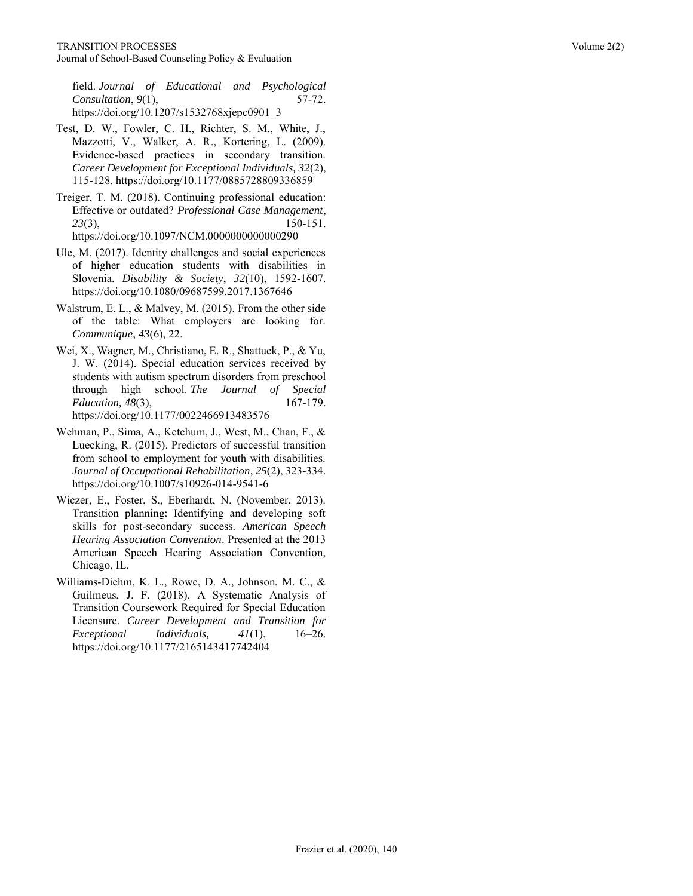field. *Journal of Educational and Psychological Consultation*, *9*(1), 57-72. https://doi.org/10.1207/s1532768xjepc0901_3

Test, D. W., Fowler, C. H., Richter, S. M., White, J., Mazzotti, V., Walker, A. R., Kortering, L. (2009). Evidence-based practices in secondary transition. *Career Development for Exceptional Individuals, 32*(2), 115-128. https://doi.org/10.1177/0885728809336859

Treiger, T. M. (2018). Continuing professional education: Effective or outdated? *Professional Case Management*, *23*(3), 150-151. https://doi.org/10.1097/NCM.0000000000000290

Ule, M. (2017). Identity challenges and social experiences of higher education students with disabilities in Slovenia. *Disability & Society*, *32*(10), 1592-1607. https://doi.org/10.1080/09687599.2017.1367646

Walstrum, E. L., & Malvey, M. (2015). From the other side of the table: What employers are looking for. *Communique*, *43*(6), 22.

Wei, X., Wagner, M., Christiano, E. R., Shattuck, P., & Yu, J. W. (2014). Special education services received by students with autism spectrum disorders from preschool through high school. *The Journal of Special Education, 48*(3), 167-179. https://doi.org/10.1177/0022466913483576

Wehman, P., Sima, A., Ketchum, J., West, M., Chan, F., & Luecking, R. (2015). Predictors of successful transition from school to employment for youth with disabilities. *Journal of Occupational Rehabilitation*, *25*(2), 323-334. https://doi.org/10.1007/s10926-014-9541-6

Wiczer, E., Foster, S., Eberhardt, N. (November, 2013). Transition planning: Identifying and developing soft skills for post-secondary success. *American Speech Hearing Association Convention*. Presented at the 2013 American Speech Hearing Association Convention, Chicago, IL.

Williams-Diehm, K. L., Rowe, D. A., Johnson, M. C., & Guilmeus, J. F. (2018). A Systematic Analysis of Transition Coursework Required for Special Education Licensure. *Career Development and Transition for Exceptional Individuals, 41*(1), 16–26. https://doi.org/10.1177/2165143417742404